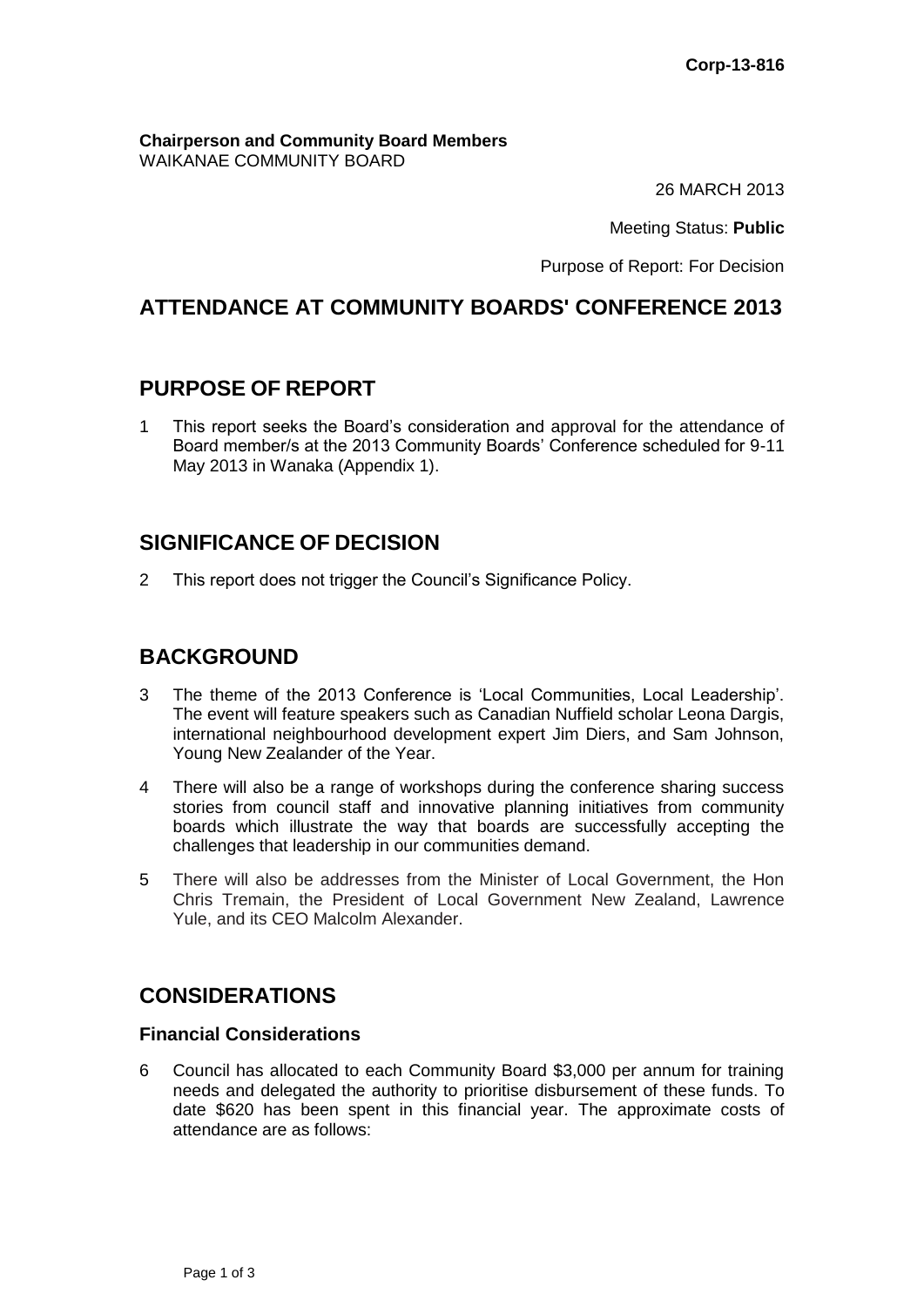**Corp-13-816**

**Chairperson and Community Board Members**
WAIKANAE COMMUNITY BOARD

26 MARCH 2013

Meeting Status: **Public**

Purpose of Report: For Decision

# ATTENDANCE AT COMMUNITY BOARDS' CONFERENCE 2013

## PURPOSE OF REPORT

1 This report seeks the Board's consideration and approval for the attendance of Board member/s at the 2013 Community Boards' Conference scheduled for 9-11 May 2013 in Wanaka (Appendix 1).

## SIGNIFICANCE OF DECISION

2 This report does not trigger the Council's Significance Policy.

## BACKGROUND

3 The theme of the 2013 Conference is 'Local Communities, Local Leadership'. The event will feature speakers such as Canadian Nuffield scholar Leona Dargis, international neighbourhood development expert Jim Diers, and Sam Johnson, Young New Zealander of the Year.

4 There will also be a range of workshops during the conference sharing success stories from council staff and innovative planning initiatives from community boards which illustrate the way that boards are successfully accepting the challenges that leadership in our communities demand.

5 There will also be addresses from the Minister of Local Government, the Hon Chris Tremain, the President of Local Government New Zealand, Lawrence Yule, and its CEO Malcolm Alexander.

## CONSIDERATIONS

### Financial Considerations

6 Council has allocated to each Community Board $3,000 per annum for training needs and delegated the authority to prioritise disbursement of these funds. To date $620 has been spent in this financial year. The approximate costs of attendance are as follows: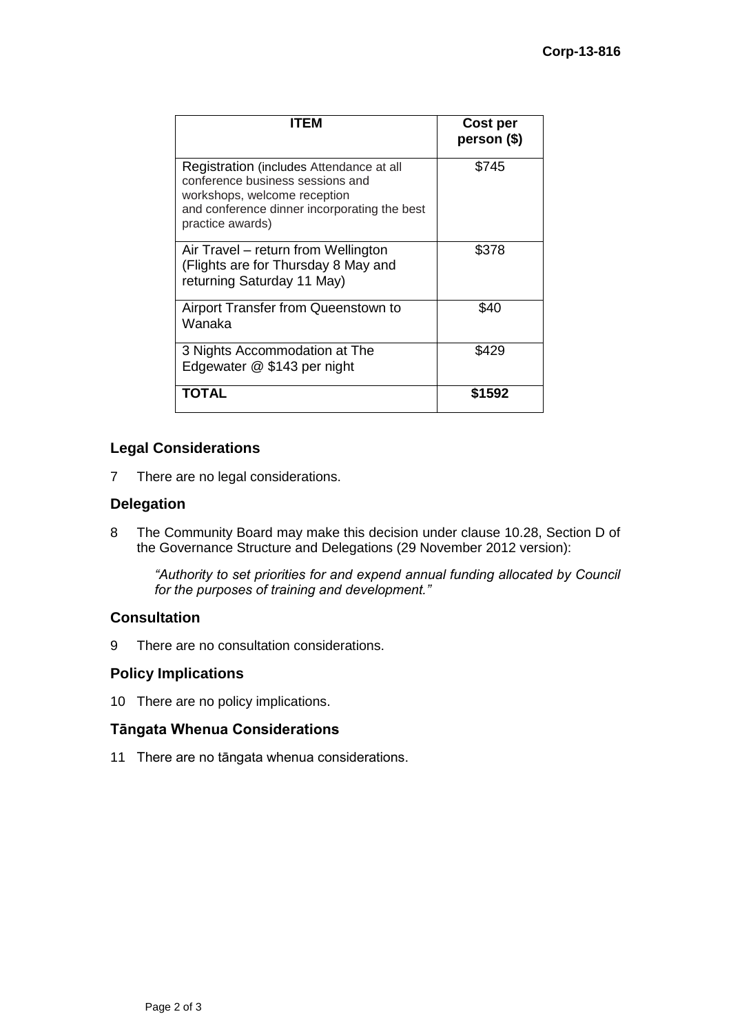| ITEM | Cost per person ($) |
| --- | --- |
| Registration (includes Attendance at all conference business sessions and workshops, welcome reception and conference dinner incorporating the best practice awards) | $745 |
| Air Travel – return from Wellington (Flights are for Thursday 8 May and returning Saturday 11 May) | $378 |
| Airport Transfer from Queenstown to Wanaka | $40 |
| 3 Nights Accommodation at The Edgewater @ $143 per night | $429 |
| **TOTAL** | **$1592** |

### Legal Considerations

7 There are no legal considerations.

### Delegation

8 The Community Board may make this decision under clause 10.28, Section D of the Governance Structure and Delegations (29 November 2012 version):

> *"Authority to set priorities for and expend annual funding allocated by Council for the purposes of training and development."*

### Consultation

9 There are no consultation considerations.

### Policy Implications

10 There are no policy implications.

### Tāngata Whenua Considerations

11 There are no tāngata whenua considerations.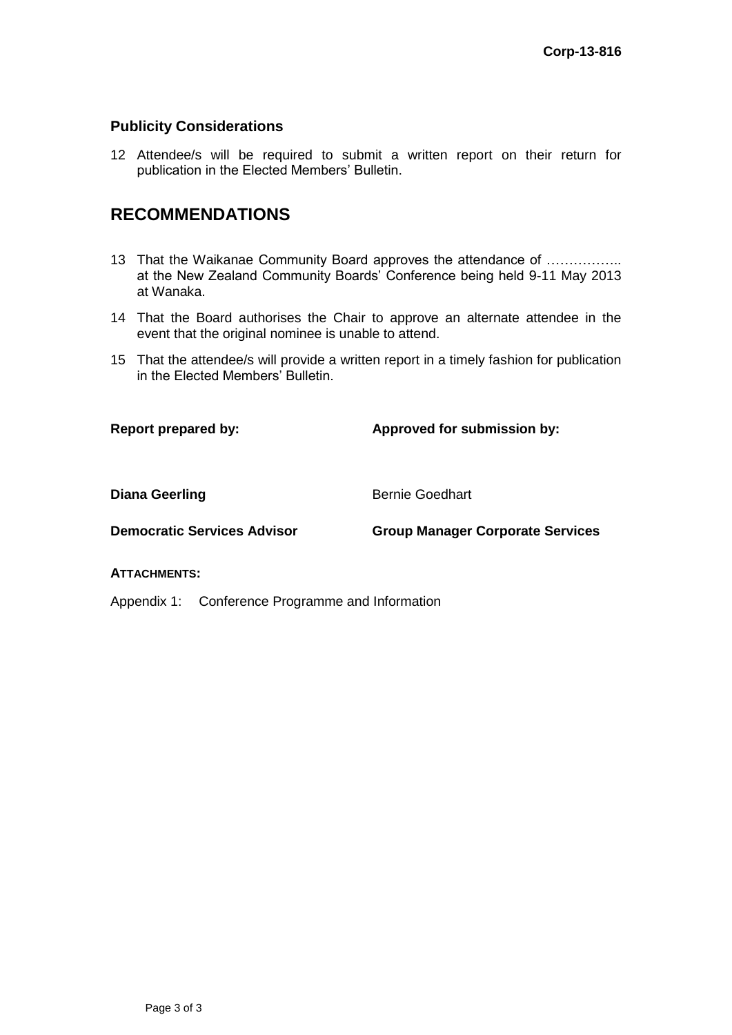### Publicity Considerations

12 Attendee/s will be required to submit a written report on their return for publication in the Elected Members' Bulletin.

## RECOMMENDATIONS

13 That the Waikanae Community Board approves the attendance of …………….. at the New Zealand Community Boards' Conference being held 9-11 May 2013 at Wanaka.

14 That the Board authorises the Chair to approve an alternate attendee in the event that the original nominee is unable to attend.

15 That the attendee/s will provide a written report in a timely fashion for publication in the Elected Members' Bulletin.

| | |
|---|---|
| **Report prepared by:** | **Approved for submission by:** |
| **Diana Geerling** | Bernie Goedhart |
| **Democratic Services Advisor** | **Group Manager Corporate Services** |

**ATTACHMENTS:**

Appendix 1: Conference Programme and Information